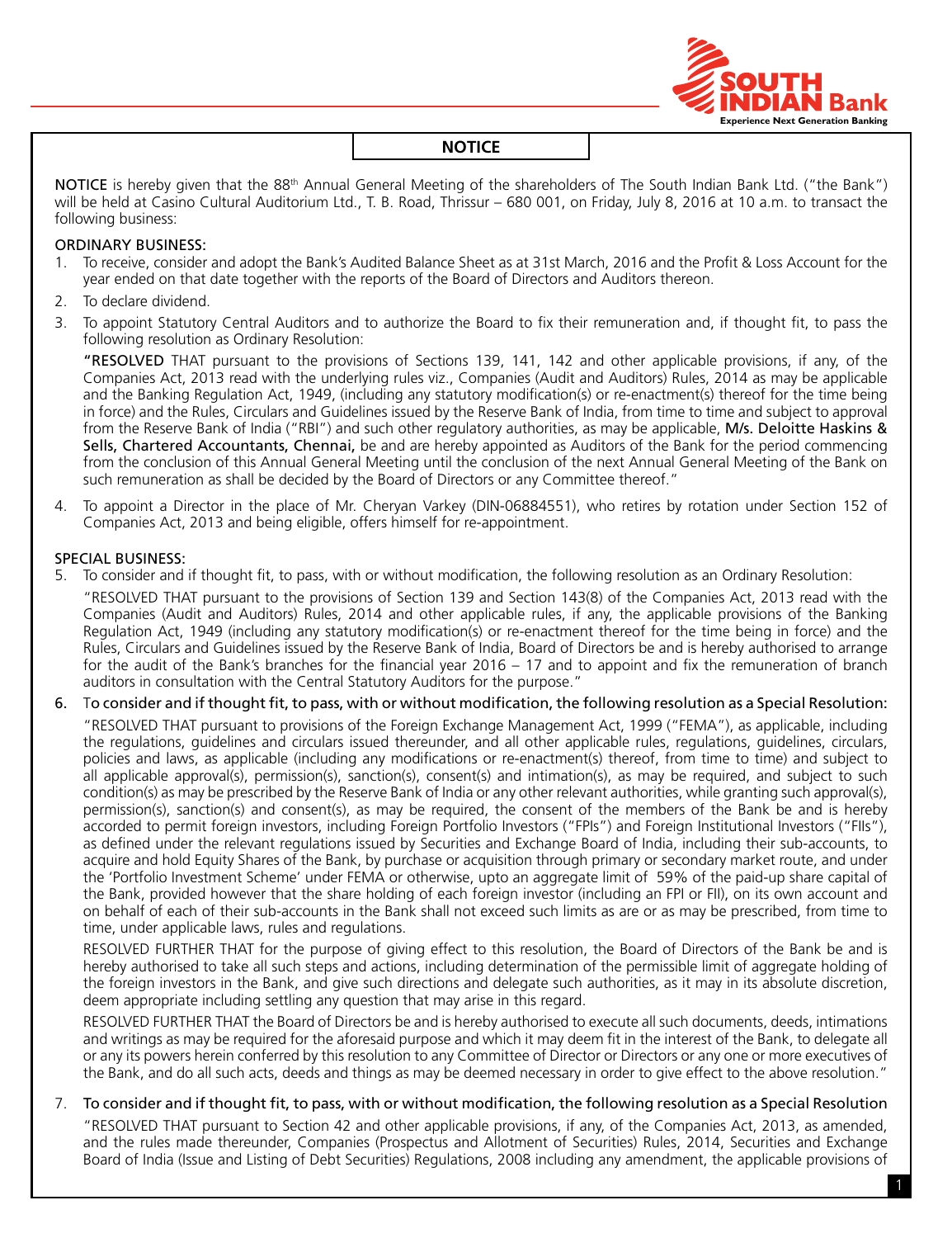# NOTICE

**NOTICE** is hereby given that the 88th Annual General Meeting of the shareholders of The South Indian Bank Ltd. ("the Bank") will be held at Casino Cultural Auditorium Ltd., T. B. Road, Thrissur – 680 001, on Friday, July 8, 2016 at 10 a.m. to transact the following business:

## ORDINARY BUSINESS:

1. To receive, consider and adopt the Bank's Audited Balance Sheet as at 31st March, 2016 and the Profit & Loss Account for the year ended on that date together with the reports of the Board of Directors and Auditors thereon.
2. To declare dividend.
3. To appoint Statutory Central Auditors and to authorize the Board to fix their remuneration and, if thought fit, to pass the following resolution as Ordinary Resolution:

   "**RESOLVED** THAT pursuant to the provisions of Sections 139, 141, 142 and other applicable provisions, if any, of the Companies Act, 2013 read with the underlying rules viz., Companies (Audit and Auditors) Rules, 2014 as may be applicable and the Banking Regulation Act, 1949, (including any statutory modification(s) or re-enactment(s) thereof for the time being in force) and the Rules, Circulars and Guidelines issued by the Reserve Bank of India, from time to time and subject to approval from the Reserve Bank of India ("RBI") and such other regulatory authorities, as may be applicable, **M/s. Deloitte Haskins & Sells, Chartered Accountants, Chennai,** be and are hereby appointed as Auditors of the Bank for the period commencing from the conclusion of this Annual General Meeting until the conclusion of the next Annual General Meeting of the Bank on such remuneration as shall be decided by the Board of Directors or any Committee thereof."

4. To appoint a Director in the place of Mr. Cheryan Varkey (DIN-06884551), who retires by rotation under Section 152 of Companies Act, 2013 and being eligible, offers himself for re-appointment.

## SPECIAL BUSINESS:

5. To consider and if thought fit, to pass, with or without modification, the following resolution as an Ordinary Resolution:

   "RESOLVED THAT pursuant to the provisions of Section 139 and Section 143(8) of the Companies Act, 2013 read with the Companies (Audit and Auditors) Rules, 2014 and other applicable rules, if any, the applicable provisions of the Banking Regulation Act, 1949 (including any statutory modification(s) or re-enactment thereof for the time being in force) and the Rules, Circulars and Guidelines issued by the Reserve Bank of India, Board of Directors be and is hereby authorised to arrange for the audit of the Bank's branches for the financial year 2016 – 17 and to appoint and fix the remuneration of branch auditors in consultation with the Central Statutory Auditors for the purpose."

6. **To consider and if thought fit, to pass, with or without modification, the following resolution as a Special Resolution:**

   "RESOLVED THAT pursuant to provisions of the Foreign Exchange Management Act, 1999 ("FEMA"), as applicable, including the regulations, guidelines and circulars issued thereunder, and all other applicable rules, regulations, guidelines, circulars, policies and laws, as applicable (including any modifications or re-enactment(s) thereof, from time to time) and subject to all applicable approval(s), permission(s), sanction(s), consent(s) and intimation(s), as may be required, and subject to such condition(s) as may be prescribed by the Reserve Bank of India or any other relevant authorities, while granting such approval(s), permission(s), sanction(s) and consent(s), as may be required, the consent of the members of the Bank be and is hereby accorded to permit foreign investors, including Foreign Portfolio Investors ("FPIs") and Foreign Institutional Investors ("FIIs"), as defined under the relevant regulations issued by Securities and Exchange Board of India, including their sub-accounts, to acquire and hold Equity Shares of the Bank, by purchase or acquisition through primary or secondary market route, and under the 'Portfolio Investment Scheme' under FEMA or otherwise, upto an aggregate limit of 59% of the paid-up share capital of the Bank, provided however that the share holding of each foreign investor (including an FPI or FII), on its own account and on behalf of each of their sub-accounts in the Bank shall not exceed such limits as are or as may be prescribed, from time to time, under applicable laws, rules and regulations.

   RESOLVED FURTHER THAT for the purpose of giving effect to this resolution, the Board of Directors of the Bank be and is hereby authorised to take all such steps and actions, including determination of the permissible limit of aggregate holding of the foreign investors in the Bank, and give such directions and delegate such authorities, as it may in its absolute discretion, deem appropriate including settling any question that may arise in this regard.

   RESOLVED FURTHER THAT the Board of Directors be and is hereby authorised to execute all such documents, deeds, intimations and writings as may be required for the aforesaid purpose and which it may deem fit in the interest of the Bank, to delegate all or any its powers herein conferred by this resolution to any Committee of Director or Directors or any one or more executives of the Bank, and do all such acts, deeds and things as may be deemed necessary in order to give effect to the above resolution."

7. **To consider and if thought fit, to pass, with or without modification, the following resolution as a Special Resolution**

   "RESOLVED THAT pursuant to Section 42 and other applicable provisions, if any, of the Companies Act, 2013, as amended, and the rules made thereunder, Companies (Prospectus and Allotment of Securities) Rules, 2014, Securities and Exchange Board of India (Issue and Listing of Debt Securities) Regulations, 2008 including any amendment, the applicable provisions of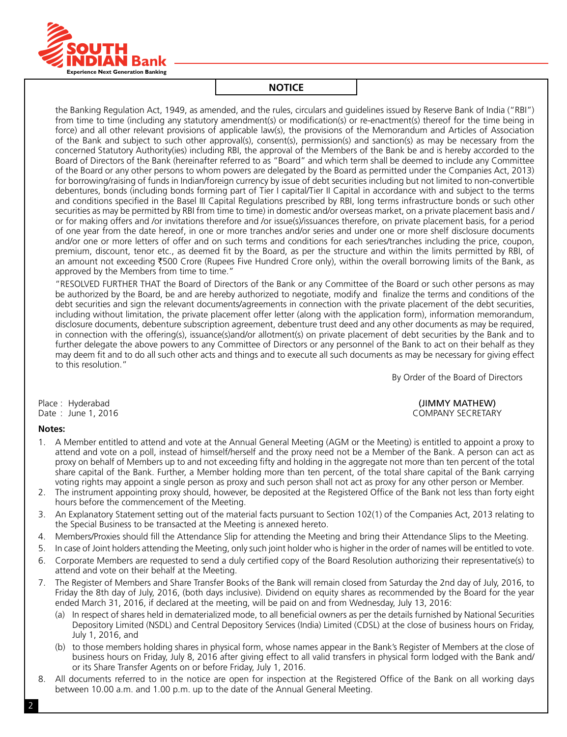## NOTICE

the Banking Regulation Act, 1949, as amended, and the rules, circulars and guidelines issued by Reserve Bank of India ("RBI") from time to time (including any statutory amendment(s) or modification(s) or re-enactment(s) thereof for the time being in force) and all other relevant provisions of applicable law(s), the provisions of the Memorandum and Articles of Association of the Bank and subject to such other approval(s), consent(s), permission(s) and sanction(s) as may be necessary from the concerned Statutory Authority(ies) including RBI, the approval of the Members of the Bank be and is hereby accorded to the Board of Directors of the Bank (hereinafter referred to as "Board" and which term shall be deemed to include any Committee of the Board or any other persons to whom powers are delegated by the Board as permitted under the Companies Act, 2013) for borrowing/raising of funds in Indian/foreign currency by issue of debt securities including but not limited to non-convertible debentures, bonds (including bonds forming part of Tier I capital/Tier II Capital in accordance with and subject to the terms and conditions specified in the Basel III Capital Regulations prescribed by RBI, long terms infrastructure bonds or such other securities as may be permitted by RBI from time to time) in domestic and/or overseas market, on a private placement basis and / or for making offers and /or invitations therefore and /or issue(s)/issuances therefore, on private placement basis, for a period of one year from the date hereof, in one or more tranches and/or series and under one or more shelf disclosure documents and/or one or more letters of offer and on such terms and conditions for each series/tranches including the price, coupon, premium, discount, tenor etc., as deemed fit by the Board, as per the structure and within the limits permitted by RBI, of an amount not exceeding ₹500 Crore (Rupees Five Hundred Crore only), within the overall borrowing limits of the Bank, as approved by the Members from time to time."

"RESOLVED FURTHER THAT the Board of Directors of the Bank or any Committee of the Board or such other persons as may be authorized by the Board, be and are hereby authorized to negotiate, modify and finalize the terms and conditions of the debt securities and sign the relevant documents/agreements in connection with the private placement of the debt securities, including without limitation, the private placement offer letter (along with the application form), information memorandum, disclosure documents, debenture subscription agreement, debenture trust deed and any other documents as may be required, in connection with the offering(s), issuance(s)and/or allotment(s) on private placement of debt securities by the Bank and to further delegate the above powers to any Committee of Directors or any personnel of the Bank to act on their behalf as they may deem fit and to do all such other acts and things and to execute all such documents as may be necessary for giving effect to this resolution."

By Order of the Board of Directors

Place : Hyderabad
Date : June 1, 2016

(JIMMY MATHEW)
COMPANY SECRETARY

**Notes:**

1. A Member entitled to attend and vote at the Annual General Meeting (AGM or the Meeting) is entitled to appoint a proxy to attend and vote on a poll, instead of himself/herself and the proxy need not be a Member of the Bank. A person can act as proxy on behalf of Members up to and not exceeding fifty and holding in the aggregate not more than ten percent of the total share capital of the Bank. Further, a Member holding more than ten percent, of the total share capital of the Bank carrying voting rights may appoint a single person as proxy and such person shall not act as proxy for any other person or Member.
2. The instrument appointing proxy should, however, be deposited at the Registered Office of the Bank not less than forty eight hours before the commencement of the Meeting.
3. An Explanatory Statement setting out of the material facts pursuant to Section 102(1) of the Companies Act, 2013 relating to the Special Business to be transacted at the Meeting is annexed hereto.
4. Members/Proxies should fill the Attendance Slip for attending the Meeting and bring their Attendance Slips to the Meeting.
5. In case of Joint holders attending the Meeting, only such joint holder who is higher in the order of names will be entitled to vote.
6. Corporate Members are requested to send a duly certified copy of the Board Resolution authorizing their representative(s) to attend and vote on their behalf at the Meeting.
7. The Register of Members and Share Transfer Books of the Bank will remain closed from Saturday the 2nd day of July, 2016, to Friday the 8th day of July, 2016, (both days inclusive). Dividend on equity shares as recommended by the Board for the year ended March 31, 2016, if declared at the meeting, will be paid on and from Wednesday, July 13, 2016:
   (a) In respect of shares held in dematerialized mode, to all beneficial owners as per the details furnished by National Securities Depository Limited (NSDL) and Central Depository Services (India) Limited (CDSL) at the close of business hours on Friday, July 1, 2016, and
   (b) to those members holding shares in physical form, whose names appear in the Bank's Register of Members at the close of business hours on Friday, July 8, 2016 after giving effect to all valid transfers in physical form lodged with the Bank and/ or its Share Transfer Agents on or before Friday, July 1, 2016.
8. All documents referred to in the notice are open for inspection at the Registered Office of the Bank on all working days between 10.00 a.m. and 1.00 p.m. up to the date of the Annual General Meeting.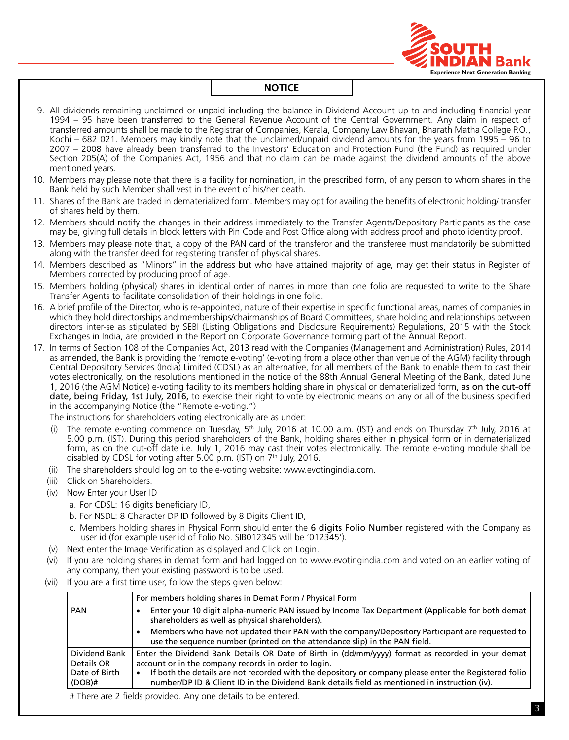## NOTICE

9. All dividends remaining unclaimed or unpaid including the balance in Dividend Account up to and including financial year 1994 – 95 have been transferred to the General Revenue Account of the Central Government. Any claim in respect of transferred amounts shall be made to the Registrar of Companies, Kerala, Company Law Bhavan, Bharath Matha College P.O., Kochi – 682 021. Members may kindly note that the unclaimed/unpaid dividend amounts for the years from 1995 – 96 to 2007 – 2008 have already been transferred to the Investors' Education and Protection Fund (the Fund) as required under Section 205(A) of the Companies Act, 1956 and that no claim can be made against the dividend amounts of the above mentioned years.
10. Members may please note that there is a facility for nomination, in the prescribed form, of any person to whom shares in the Bank held by such Member shall vest in the event of his/her death.
11. Shares of the Bank are traded in dematerialized form. Members may opt for availing the benefits of electronic holding/ transfer of shares held by them.
12. Members should notify the changes in their address immediately to the Transfer Agents/Depository Participants as the case may be, giving full details in block letters with Pin Code and Post Office along with address proof and photo identity proof.
13. Members may please note that, a copy of the PAN card of the transferor and the transferee must mandatorily be submitted along with the transfer deed for registering transfer of physical shares.
14. Members described as "Minors" in the address but who have attained majority of age, may get their status in Register of Members corrected by producing proof of age.
15. Members holding (physical) shares in identical order of names in more than one folio are requested to write to the Share Transfer Agents to facilitate consolidation of their holdings in one folio.
16. A brief profile of the Director, who is re-appointed, nature of their expertise in specific functional areas, names of companies in which they hold directorships and memberships/chairmanships of Board Committees, share holding and relationships between directors inter-se as stipulated by SEBI (Listing Obligations and Disclosure Requirements) Regulations, 2015 with the Stock Exchanges in India, are provided in the Report on Corporate Governance forming part of the Annual Report.
17. In terms of Section 108 of the Companies Act, 2013 read with the Companies (Management and Administration) Rules, 2014 as amended, the Bank is providing the 'remote e-voting' (e-voting from a place other than venue of the AGM) facility through Central Depository Services (India) Limited (CDSL) as an alternative, for all members of the Bank to enable them to cast their votes electronically, on the resolutions mentioned in the notice of the 88th Annual General Meeting of the Bank, dated June 1, 2016 (the AGM Notice) e-voting facility to its members holding share in physical or dematerialized form, **as on the cut-off date, being Friday, 1st July, 2016,** to exercise their right to vote by electronic means on any or all of the business specified in the accompanying Notice (the "Remote e-voting.")

    The instructions for shareholders voting electronically are as under:

    (i) The remote e-voting commence on Tuesday, 5th July, 2016 at 10.00 a.m. (IST) and ends on Thursday 7th July, 2016 at 5.00 p.m. (IST). During this period shareholders of the Bank, holding shares either in physical form or in dematerialized form, as on the cut-off date i.e. July 1, 2016 may cast their votes electronically. The remote e-voting module shall be disabled by CDSL for voting after 5.00 p.m. (IST) on 7th July, 2016.

    (ii) The shareholders should log on to the e-voting website: www.evotingindia.com.

    (iii) Click on Shareholders.

    (iv) Now Enter your User ID

    a. For CDSL: 16 digits beneficiary ID,

    b. For NSDL: 8 Character DP ID followed by 8 Digits Client ID,

    c. Members holding shares in Physical Form should enter the **6 digits Folio Number** registered with the Company as user id (for example user id of Folio No. SIB012345 will be '012345').

    (v) Next enter the Image Verification as displayed and Click on Login.

    (vi) If you are holding shares in demat form and had logged on to www.evotingindia.com and voted on an earlier voting of any company, then your existing password is to be used.

    (vii) If you are a first time user, follow the steps given below:

| | For members holding shares in Demat Form / Physical Form |
|---|---|
| PAN | • Enter your 10 digit alpha-numeric PAN issued by Income Tax Department (Applicable for both demat shareholders as well as physical shareholders). |
| | • Members who have not updated their PAN with the company/Depository Participant are requested to use the sequence number (printed on the attendance slip) in the PAN field. |
| Dividend Bank Details OR Date of Birth (DOB)# | Enter the Dividend Bank Details OR Date of Birth in (dd/mm/yyyy) format as recorded in your demat account or in the company records in order to login.<br>• If both the details are not recorded with the depository or company please enter the Registered folio number/DP ID & Client ID in the Dividend Bank details field as mentioned in instruction (iv). |

# There are 2 fields provided. Any one details to be entered.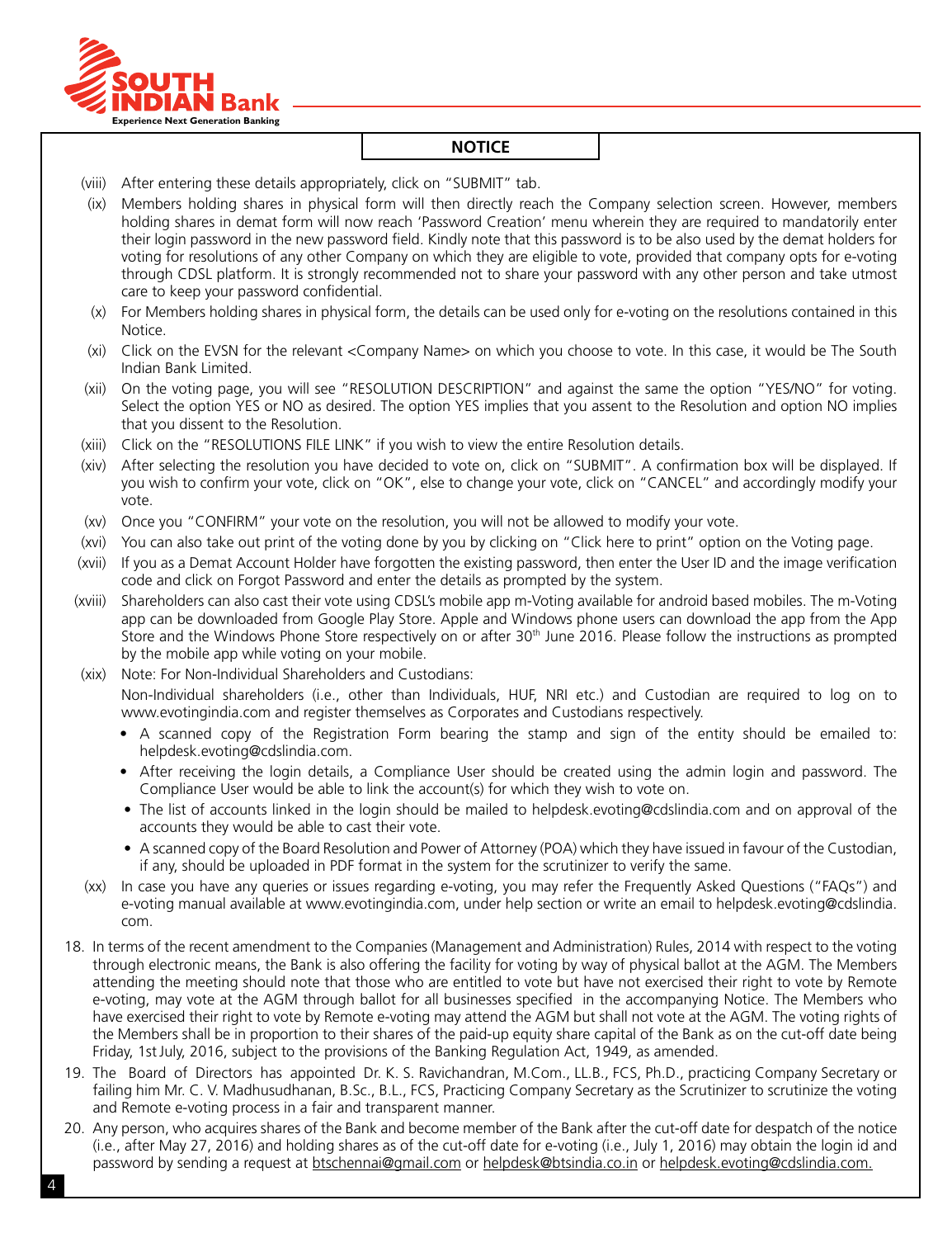## NOTICE

(viii) After entering these details appropriately, click on "SUBMIT" tab.

(ix) Members holding shares in physical form will then directly reach the Company selection screen. However, members holding shares in demat form will now reach 'Password Creation' menu wherein they are required to mandatorily enter their login password in the new password field. Kindly note that this password is to be also used by the demat holders for voting for resolutions of any other Company on which they are eligible to vote, provided that company opts for e-voting through CDSL platform. It is strongly recommended not to share your password with any other person and take utmost care to keep your password confidential.

(x) For Members holding shares in physical form, the details can be used only for e-voting on the resolutions contained in this Notice.

(xi) Click on the EVSN for the relevant <Company Name> on which you choose to vote. In this case, it would be The South Indian Bank Limited.

(xii) On the voting page, you will see "RESOLUTION DESCRIPTION" and against the same the option "YES/NO" for voting. Select the option YES or NO as desired. The option YES implies that you assent to the Resolution and option NO implies that you dissent to the Resolution.

(xiii) Click on the "RESOLUTIONS FILE LINK" if you wish to view the entire Resolution details.

(xiv) After selecting the resolution you have decided to vote on, click on "SUBMIT". A confirmation box will be displayed. If you wish to confirm your vote, click on "OK", else to change your vote, click on "CANCEL" and accordingly modify your vote.

(xv) Once you "CONFIRM" your vote on the resolution, you will not be allowed to modify your vote.

(xvi) You can also take out print of the voting done by you by clicking on "Click here to print" option on the Voting page.

(xvii) If you as a Demat Account Holder have forgotten the existing password, then enter the User ID and the image verification code and click on Forgot Password and enter the details as prompted by the system.

(xviii) Shareholders can also cast their vote using CDSL's mobile app m-Voting available for android based mobiles. The m-Voting app can be downloaded from Google Play Store. Apple and Windows phone users can download the app from the App Store and the Windows Phone Store respectively on or after 30th June 2016. Please follow the instructions as prompted by the mobile app while voting on your mobile.

(xix) Note: For Non-Individual Shareholders and Custodians:

Non-Individual shareholders (i.e., other than Individuals, HUF, NRI etc.) and Custodian are required to log on to www.evotingindia.com and register themselves as Corporates and Custodians respectively.

- A scanned copy of the Registration Form bearing the stamp and sign of the entity should be emailed to: helpdesk.evoting@cdslindia.com.
- After receiving the login details, a Compliance User should be created using the admin login and password. The Compliance User would be able to link the account(s) for which they wish to vote on.
- The list of accounts linked in the login should be mailed to helpdesk.evoting@cdslindia.com and on approval of the accounts they would be able to cast their vote.
- A scanned copy of the Board Resolution and Power of Attorney (POA) which they have issued in favour of the Custodian, if any, should be uploaded in PDF format in the system for the scrutinizer to verify the same.

(xx) In case you have any queries or issues regarding e-voting, you may refer the Frequently Asked Questions ("FAQs") and e-voting manual available at www.evotingindia.com, under help section or write an email to helpdesk.evoting@cdslindia.com.

18. In terms of the recent amendment to the Companies (Management and Administration) Rules, 2014 with respect to the voting through electronic means, the Bank is also offering the facility for voting by way of physical ballot at the AGM. The Members attending the meeting should note that those who are entitled to vote but have not exercised their right to vote by Remote e-voting, may vote at the AGM through ballot for all businesses specified in the accompanying Notice. The Members who have exercised their right to vote by Remote e-voting may attend the AGM but shall not vote at the AGM. The voting rights of the Members shall be in proportion to their shares of the paid-up equity share capital of the Bank as on the cut-off date being Friday, 1st July, 2016, subject to the provisions of the Banking Regulation Act, 1949, as amended.

19. The Board of Directors has appointed Dr. K. S. Ravichandran, M.Com., LL.B., FCS, Ph.D., practicing Company Secretary or failing him Mr. C. V. Madhusudhanan, B.Sc., B.L., FCS, Practicing Company Secretary as the Scrutinizer to scrutinize the voting and Remote e-voting process in a fair and transparent manner.

20. Any person, who acquires shares of the Bank and become member of the Bank after the cut-off date for despatch of the notice (i.e., after May 27, 2016) and holding shares as of the cut-off date for e-voting (i.e., July 1, 2016) may obtain the login id and password by sending a request at btschennai@gmail.com or helpdesk@btsindia.co.in or helpdesk.evoting@cdslindia.com.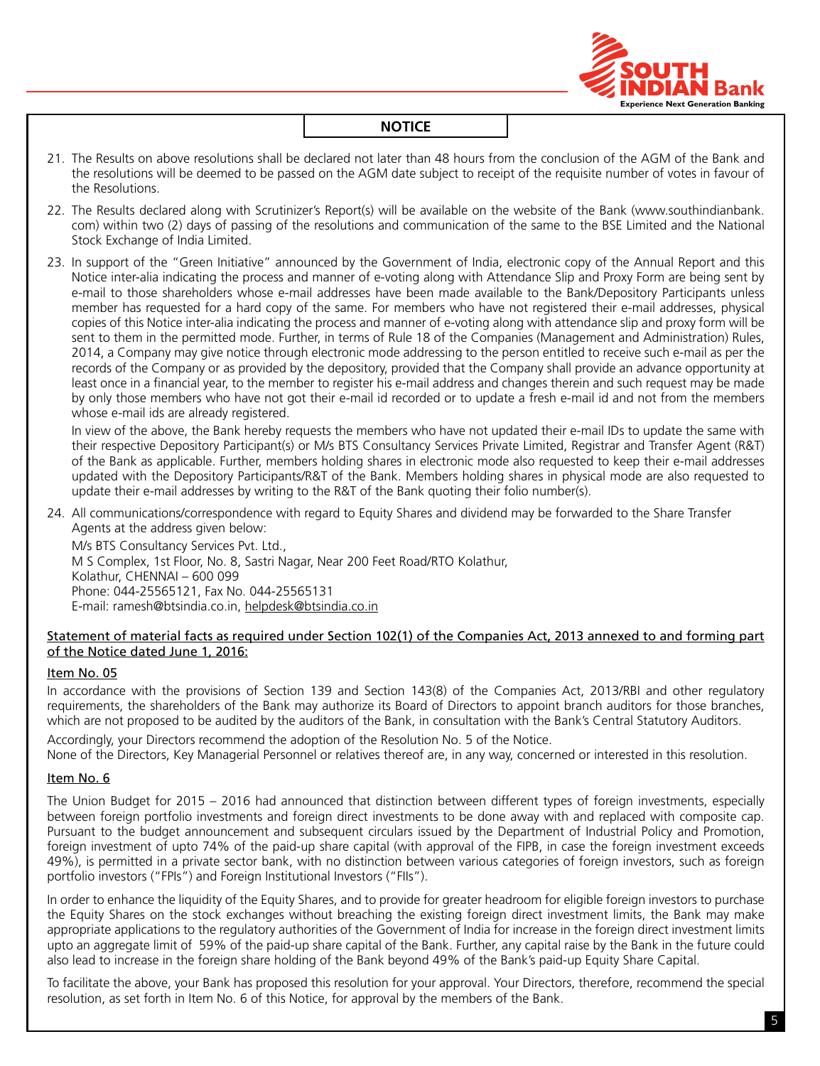## NOTICE

21. The Results on above resolutions shall be declared not later than 48 hours from the conclusion of the AGM of the Bank and the resolutions will be deemed to be passed on the AGM date subject to receipt of the requisite number of votes in favour of the Resolutions.

22. The Results declared along with Scrutinizer's Report(s) will be available on the website of the Bank (www.southindianbank.com) within two (2) days of passing of the resolutions and communication of the same to the BSE Limited and the National Stock Exchange of India Limited.

23. In support of the "Green Initiative" announced by the Government of India, electronic copy of the Annual Report and this Notice inter-alia indicating the process and manner of e-voting along with Attendance Slip and Proxy Form are being sent by e-mail to those shareholders whose e-mail addresses have been made available to the Bank/Depository Participants unless member has requested for a hard copy of the same. For members who have not registered their e-mail addresses, physical copies of this Notice inter-alia indicating the process and manner of e-voting along with attendance slip and proxy form will be sent to them in the permitted mode. Further, in terms of Rule 18 of the Companies (Management and Administration) Rules, 2014, a Company may give notice through electronic mode addressing to the person entitled to receive such e-mail as per the records of the Company or as provided by the depository, provided that the Company shall provide an advance opportunity at least once in a financial year, to the member to register his e-mail address and changes therein and such request may be made by only those members who have not got their e-mail id recorded or to update a fresh e-mail id and not from the members whose e-mail ids are already registered.

    In view of the above, the Bank hereby requests the members who have not updated their e-mail IDs to update the same with their respective Depository Participant(s) or M/s BTS Consultancy Services Private Limited, Registrar and Transfer Agent (R&T) of the Bank as applicable. Further, members holding shares in electronic mode also requested to keep their e-mail addresses updated with the Depository Participants/R&T of the Bank. Members holding shares in physical mode are also requested to update their e-mail addresses by writing to the R&T of the Bank quoting their folio number(s).

24. All communications/correspondence with regard to Equity Shares and dividend may be forwarded to the Share Transfer Agents at the address given below:

    M/s BTS Consultancy Services Pvt. Ltd.,
    M S Complex, 1st Floor, No. 8, Sastri Nagar, Near 200 Feet Road/RTO Kolathur,
    Kolathur, CHENNAI – 600 099
    Phone: 044-25565121, Fax No. 044-25565131
    E-mail: ramesh@btsindia.co.in, helpdesk@btsindia.co.in

### Statement of material facts as required under Section 102(1) of the Companies Act, 2013 annexed to and forming part of the Notice dated June 1, 2016:

#### Item No. 05

In accordance with the provisions of Section 139 and Section 143(8) of the Companies Act, 2013/RBI and other regulatory requirements, the shareholders of the Bank may authorize its Board of Directors to appoint branch auditors for those branches, which are not proposed to be audited by the auditors of the Bank, in consultation with the Bank's Central Statutory Auditors.

Accordingly, your Directors recommend the adoption of the Resolution No. 5 of the Notice.

None of the Directors, Key Managerial Personnel or relatives thereof are, in any way, concerned or interested in this resolution.

#### Item No. 6

The Union Budget for 2015 – 2016 had announced that distinction between different types of foreign investments, especially between foreign portfolio investments and foreign direct investments to be done away with and replaced with composite cap. Pursuant to the budget announcement and subsequent circulars issued by the Department of Industrial Policy and Promotion, foreign investment of upto 74% of the paid-up share capital (with approval of the FIPB, in case the foreign investment exceeds 49%), is permitted in a private sector bank, with no distinction between various categories of foreign investors, such as foreign portfolio investors ("FPIs") and Foreign Institutional Investors ("FIIs").

In order to enhance the liquidity of the Equity Shares, and to provide for greater headroom for eligible foreign investors to purchase the Equity Shares on the stock exchanges without breaching the existing foreign direct investment limits, the Bank may make appropriate applications to the regulatory authorities of the Government of India for increase in the foreign direct investment limits upto an aggregate limit of 59% of the paid-up share capital of the Bank. Further, any capital raise by the Bank in the future could also lead to increase in the foreign share holding of the Bank beyond 49% of the Bank's paid-up Equity Share Capital.

To facilitate the above, your Bank has proposed this resolution for your approval. Your Directors, therefore, recommend the special resolution, as set forth in Item No. 6 of this Notice, for approval by the members of the Bank.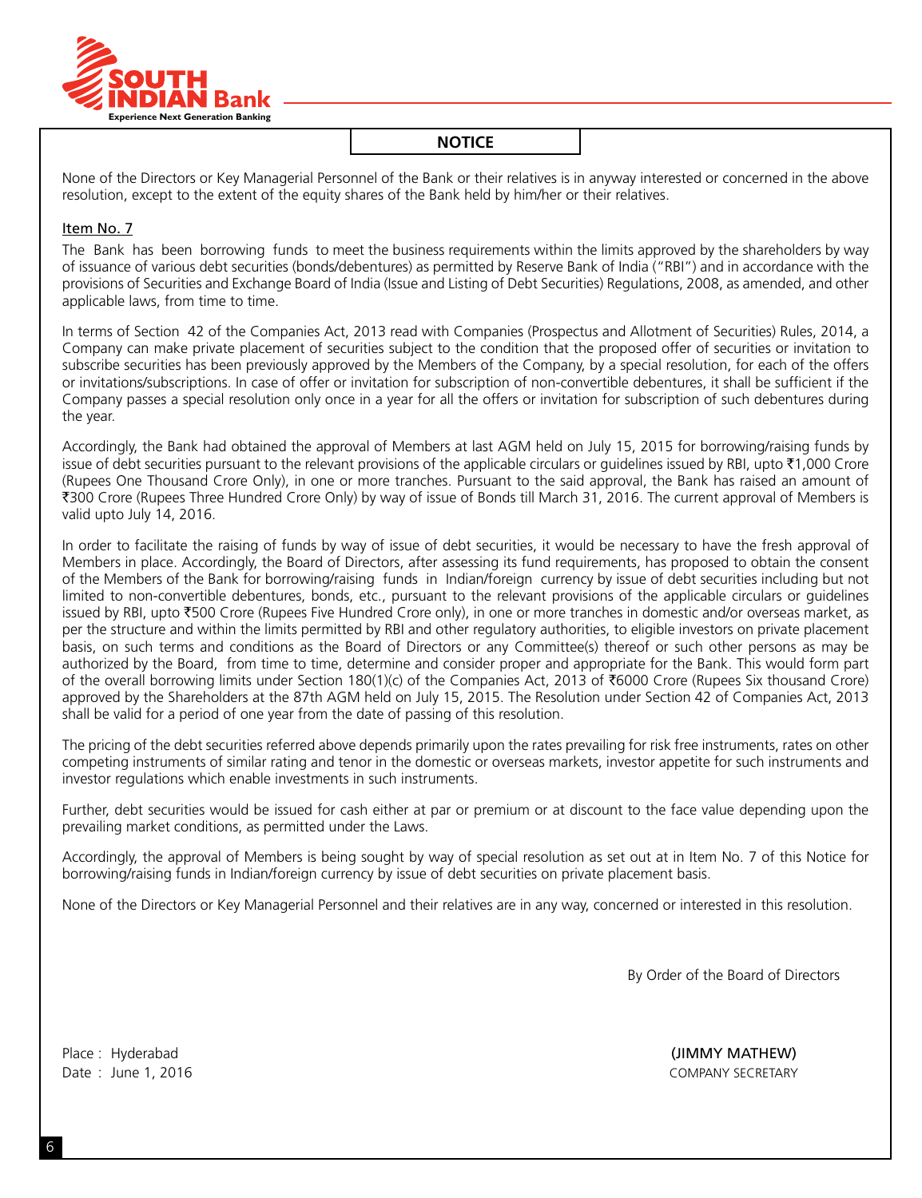## NOTICE

None of the Directors or Key Managerial Personnel of the Bank or their relatives is in anyway interested or concerned in the above resolution, except to the extent of the equity shares of the Bank held by him/her or their relatives.

### Item No. 7

The Bank has been borrowing funds to meet the business requirements within the limits approved by the shareholders by way of issuance of various debt securities (bonds/debentures) as permitted by Reserve Bank of India ("RBI") and in accordance with the provisions of Securities and Exchange Board of India (Issue and Listing of Debt Securities) Regulations, 2008, as amended, and other applicable laws, from time to time.

In terms of Section 42 of the Companies Act, 2013 read with Companies (Prospectus and Allotment of Securities) Rules, 2014, a Company can make private placement of securities subject to the condition that the proposed offer of securities or invitation to subscribe securities has been previously approved by the Members of the Company, by a special resolution, for each of the offers or invitations/subscriptions. In case of offer or invitation for subscription of non-convertible debentures, it shall be sufficient if the Company passes a special resolution only once in a year for all the offers or invitation for subscription of such debentures during the year.

Accordingly, the Bank had obtained the approval of Members at last AGM held on July 15, 2015 for borrowing/raising funds by issue of debt securities pursuant to the relevant provisions of the applicable circulars or guidelines issued by RBI, upto ₹1,000 Crore (Rupees One Thousand Crore Only), in one or more tranches. Pursuant to the said approval, the Bank has raised an amount of ₹300 Crore (Rupees Three Hundred Crore Only) by way of issue of Bonds till March 31, 2016. The current approval of Members is valid upto July 14, 2016.

In order to facilitate the raising of funds by way of issue of debt securities, it would be necessary to have the fresh approval of Members in place. Accordingly, the Board of Directors, after assessing its fund requirements, has proposed to obtain the consent of the Members of the Bank for borrowing/raising funds in Indian/foreign currency by issue of debt securities including but not limited to non-convertible debentures, bonds, etc., pursuant to the relevant provisions of the applicable circulars or guidelines issued by RBI, upto ₹500 Crore (Rupees Five Hundred Crore only), in one or more tranches in domestic and/or overseas market, as per the structure and within the limits permitted by RBI and other regulatory authorities, to eligible investors on private placement basis, on such terms and conditions as the Board of Directors or any Committee(s) thereof or such other persons as may be authorized by the Board, from time to time, determine and consider proper and appropriate for the Bank. This would form part of the overall borrowing limits under Section 180(1)(c) of the Companies Act, 2013 of ₹6000 Crore (Rupees Six thousand Crore) approved by the Shareholders at the 87th AGM held on July 15, 2015. The Resolution under Section 42 of Companies Act, 2013 shall be valid for a period of one year from the date of passing of this resolution.

The pricing of the debt securities referred above depends primarily upon the rates prevailing for risk free instruments, rates on other competing instruments of similar rating and tenor in the domestic or overseas markets, investor appetite for such instruments and investor regulations which enable investments in such instruments.

Further, debt securities would be issued for cash either at par or premium or at discount to the face value depending upon the prevailing market conditions, as permitted under the Laws.

Accordingly, the approval of Members is being sought by way of special resolution as set out at in Item No. 7 of this Notice for borrowing/raising funds in Indian/foreign currency by issue of debt securities on private placement basis.

None of the Directors or Key Managerial Personnel and their relatives are in any way, concerned or interested in this resolution.

By Order of the Board of Directors

Place : Hyderabad
Date : June 1, 2016

**(JIMMY MATHEW)**
COMPANY SECRETARY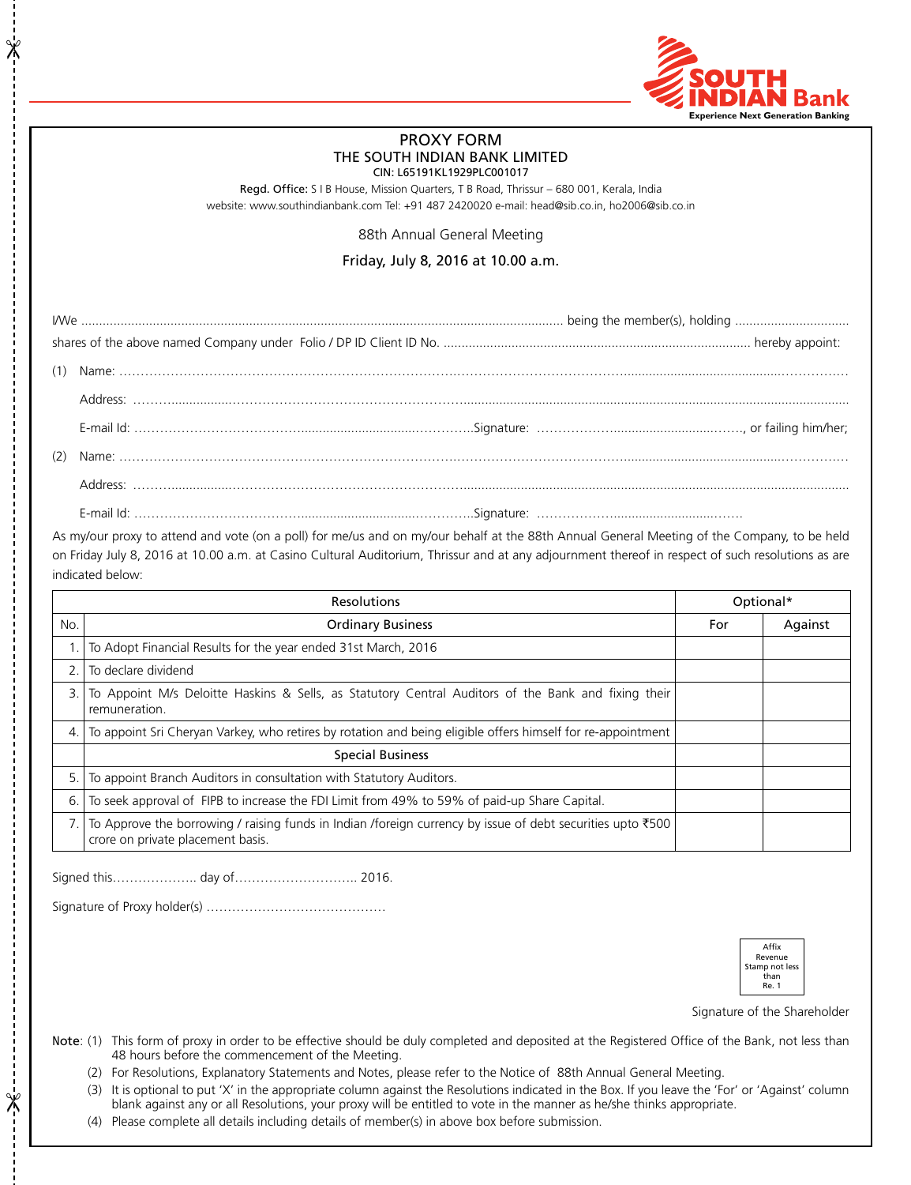SOUTH INDIAN Bank
Experience Next Generation Banking

# PROXY FORM

## THE SOUTH INDIAN BANK LIMITED

CIN: L65191KL1929PLC001017

**Regd. Office:** S I B House, Mission Quarters, T B Road, Thrissur – 680 001, Kerala, India
website: www.southindianbank.com Tel: +91 487 2420020 e-mail: head@sib.co.in, ho2006@sib.co.in

88th Annual General Meeting

Friday, July 8, 2016 at 10.00 a.m.

I/We ........................................................................................................................................ being the member(s), holding ................................ shares of the above named Company under Folio / DP ID Client ID No. ..................................................................................... hereby appoint:

(1) Name: ..........................................................................................................................................................

Address: ..........................................................................................................................................................

E-mail Id: ..........................................................................Signature: ....................................................., or failing him/her;

(2) Name: ..........................................................................................................................................................

Address: ..........................................................................................................................................................

E-mail Id: ..........................................................................Signature: .....................................................

As my/our proxy to attend and vote (on a poll) for me/us and on my/our behalf at the 88th Annual General Meeting of the Company, to be held on Friday July 8, 2016 at 10.00 a.m. at Casino Cultural Auditorium, Thrissur and at any adjournment thereof in respect of such resolutions as are indicated below:

| | Resolutions | Optional* | |
|---|---|---|---|
| No. | Ordinary Business | For | Against |
| 1. | To Adopt Financial Results for the year ended 31st March, 2016 | | |
| 2. | To declare dividend | | |
| 3. | To Appoint M/s Deloitte Haskins & Sells, as Statutory Central Auditors of the Bank and fixing their remuneration. | | |
| 4. | To appoint Sri Cheryan Varkey, who retires by rotation and being eligible offers himself for re-appointment | | |
| | Special Business | | |
| 5. | To appoint Branch Auditors in consultation with Statutory Auditors. | | |
| 6. | To seek approval of FIPB to increase the FDI Limit from 49% to 59% of paid-up Share Capital. | | |
| 7. | To Approve the borrowing / raising funds in Indian /foreign currency by issue of debt securities upto ₹500 crore on private placement basis. | | |

Signed this.................... day of............................ 2016.

Signature of Proxy holder(s) .........................................

Affix Revenue Stamp not less than Re. 1

Signature of the Shareholder

**Note**:
(1) This form of proxy in order to be effective should be duly completed and deposited at the Registered Office of the Bank, not less than 48 hours before the commencement of the Meeting.
(2) For Resolutions, Explanatory Statements and Notes, please refer to the Notice of 88th Annual General Meeting.
(3) It is optional to put 'X' in the appropriate column against the Resolutions indicated in the Box. If you leave the 'For' or 'Against' column blank against any or all Resolutions, your proxy will be entitled to vote in the manner as he/she thinks appropriate.
(4) Please complete all details including details of member(s) in above box before submission.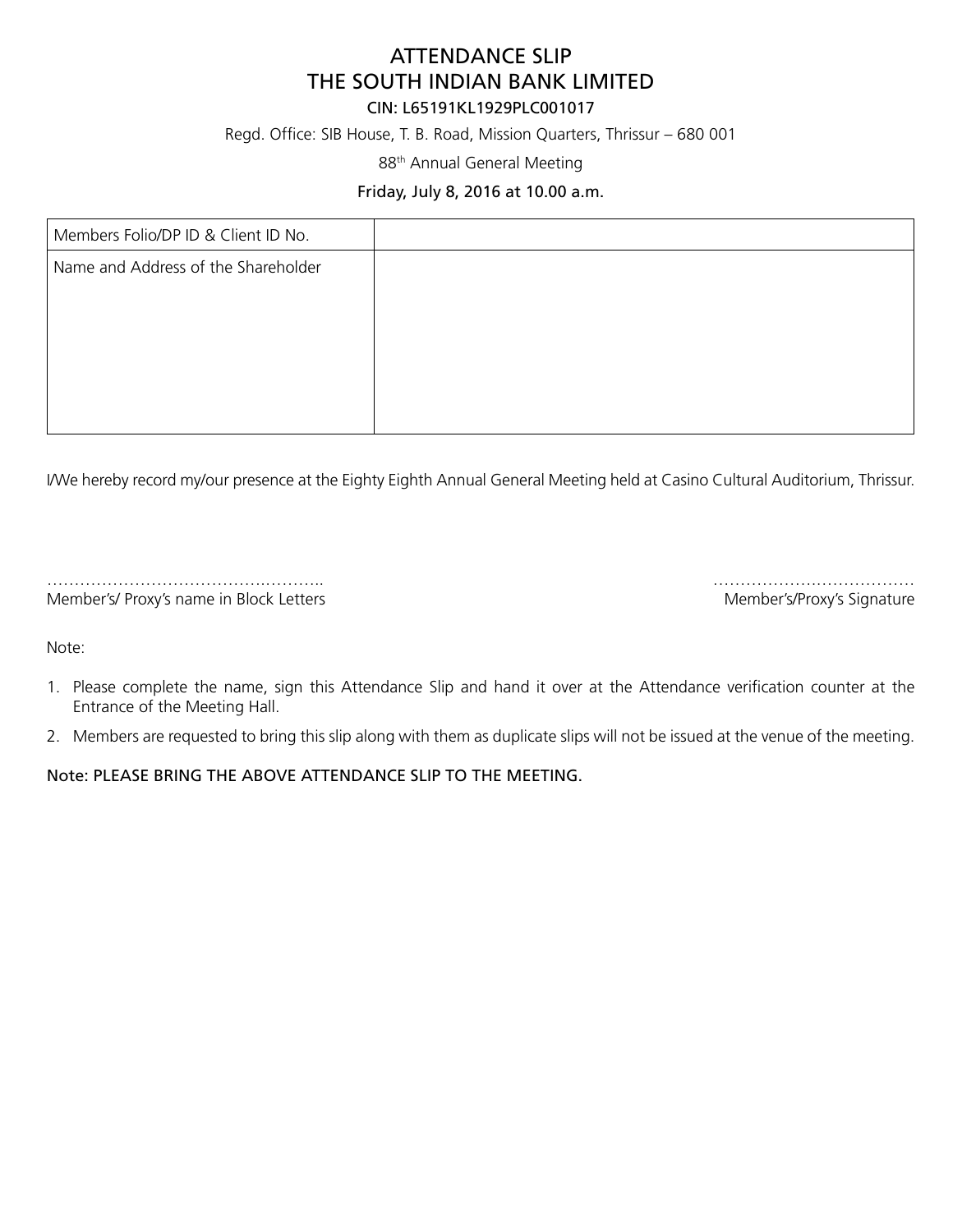# ATTENDANCE SLIP
# THE SOUTH INDIAN BANK LIMITED

**CIN: L65191KL1929PLC001017**

Regd. Office: SIB House, T. B. Road, Mission Quarters, Thrissur – 680 001

88th Annual General Meeting

**Friday, July 8, 2016 at 10.00 a.m.**

| Members Folio/DP ID & Client ID No. | |
|---|---|
| Name and Address of the Shareholder | |

I/We hereby record my/our presence at the Eighty Eighth Annual General Meeting held at Casino Cultural Auditorium, Thrissur.

…………………………………….……….. 
Member's/ Proxy's name in Block Letters

………………………………
Member's/Proxy's Signature

Note:

1. Please complete the name, sign this Attendance Slip and hand it over at the Attendance verification counter at the Entrance of the Meeting Hall.
2. Members are requested to bring this slip along with them as duplicate slips will not be issued at the venue of the meeting.

Note: PLEASE BRING THE ABOVE ATTENDANCE SLIP TO THE MEETING.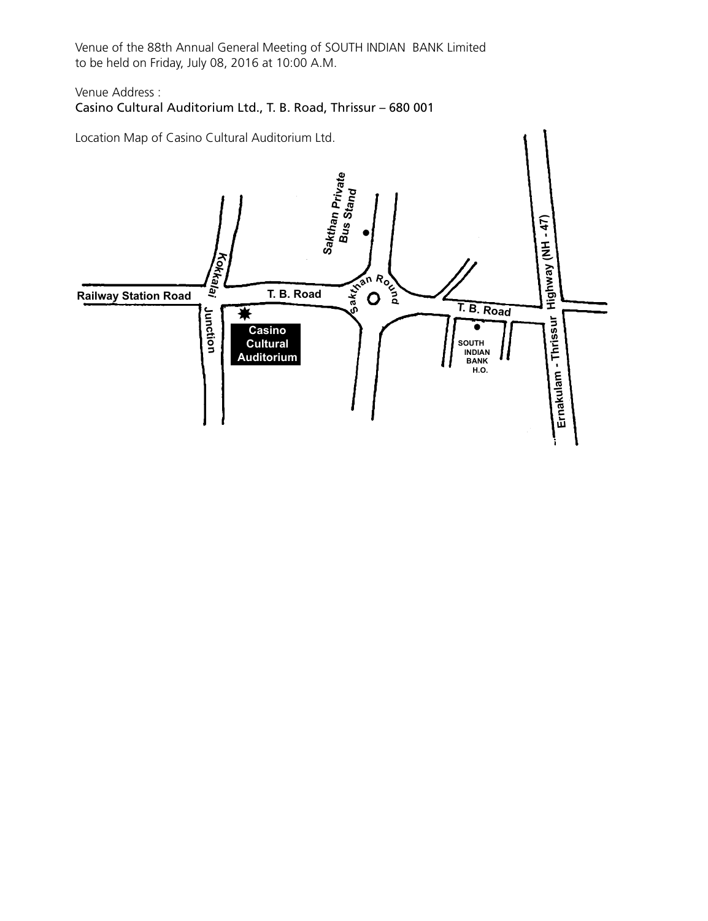Venue of the 88th Annual General Meeting of SOUTH INDIAN BANK Limited to be held on Friday, July 08, 2016 at 10:00 A.M.

Venue Address :

Casino Cultural Auditorium Ltd., T. B. Road, Thrissur – 680 001

Location Map of Casino Cultural Auditorium Ltd.

Sakthan Private Bus Stand

Kokkalai Junction

Railway Station Road

T. B. Road

Sakthan Round

T. B. Road

Ernakulam - Thrissur Highway (NH - 47)

Casino Cultural Auditorium

SOUTH INDIAN BANK H.O.